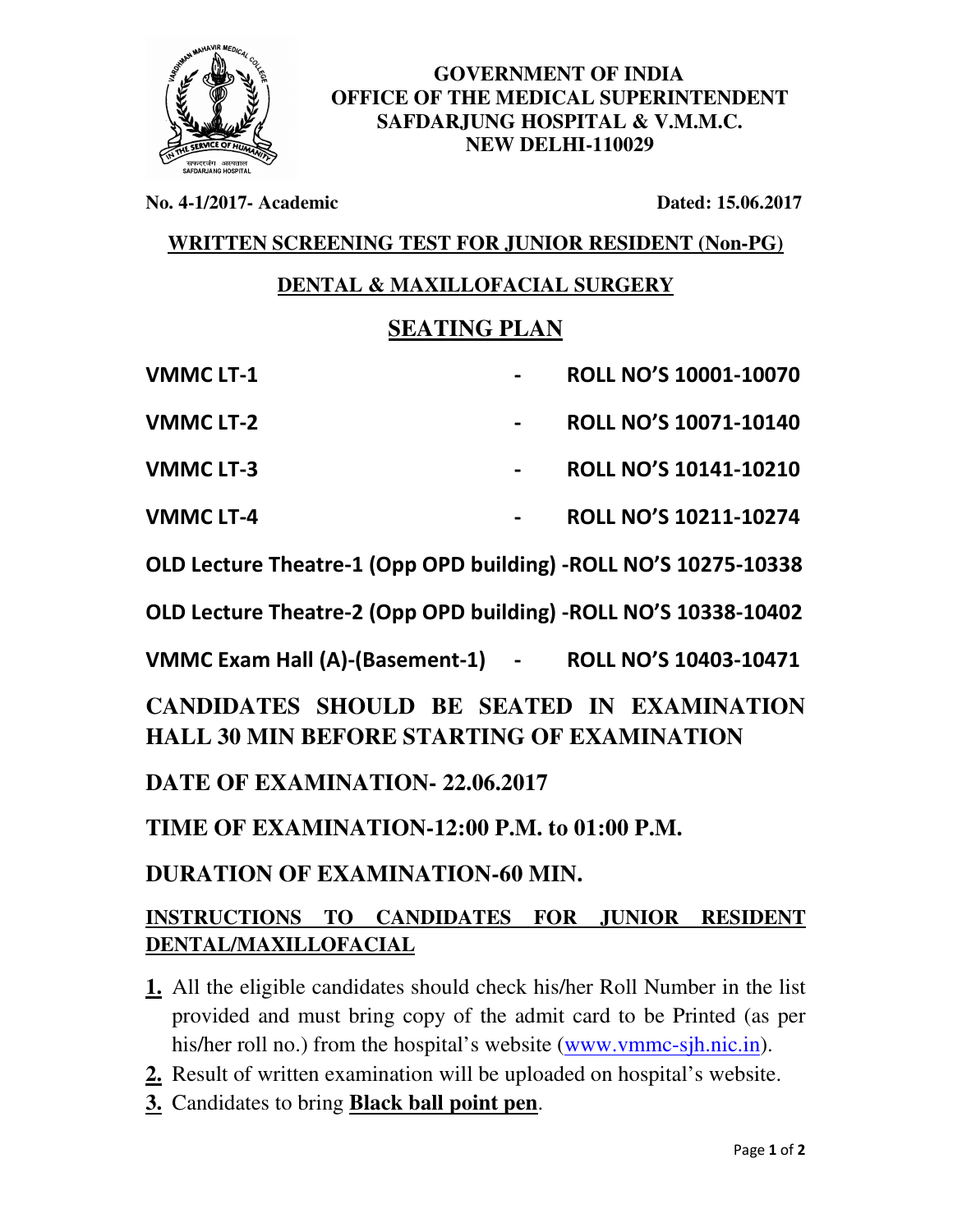**GOVERNMENT OF INDIA**
**OFFICE OF THE MEDICAL SUPERINTENDENT**
**SAFDARJUNG HOSPITAL & V.M.M.C.**
**NEW DELHI-110029**

**No. 4-1/2017- Academic** **Dated: 15.06.2017**

## WRITTEN SCREENING TEST FOR JUNIOR RESIDENT (Non-PG)

## DENTAL & MAXILLOFACIAL SURGERY

# SEATING PLAN

**VMMC LT-1 - ROLL NO'S 10001-10070**

**VMMC LT-2 - ROLL NO'S 10071-10140**

**VMMC LT-3 - ROLL NO'S 10141-10210**

**VMMC LT-4 - ROLL NO'S 10211-10274**

**OLD Lecture Theatre-1 (Opp OPD building) -ROLL NO'S 10275-10338**

**OLD Lecture Theatre-2 (Opp OPD building) -ROLL NO'S 10338-10402**

**VMMC Exam Hall (A)-(Basement-1) - ROLL NO'S 10403-10471**

**CANDIDATES SHOULD BE SEATED IN EXAMINATION HALL 30 MIN BEFORE STARTING OF EXAMINATION**

**DATE OF EXAMINATION- 22.06.2017**

**TIME OF EXAMINATION-12:00 P.M. to 01:00 P.M.**

**DURATION OF EXAMINATION-60 MIN.**

**INSTRUCTIONS TO CANDIDATES FOR JUNIOR RESIDENT DENTAL/MAXILLOFACIAL**

1. All the eligible candidates should check his/her Roll Number in the list provided and must bring copy of the admit card to be Printed (as per his/her roll no.) from the hospital's website (www.vmmc-sjh.nic.in).
2. Result of written examination will be uploaded on hospital's website.
3. Candidates to bring **Black ball point pen**.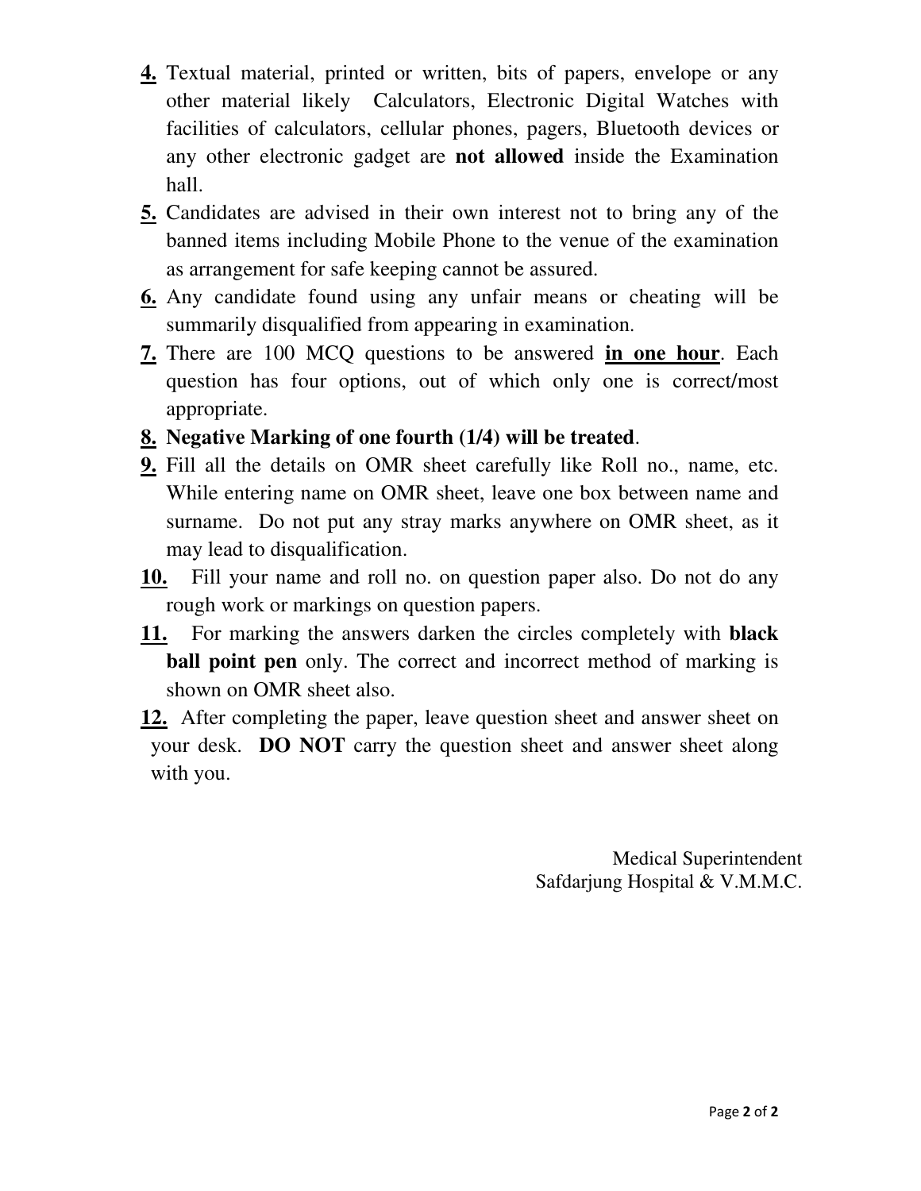**4.** Textual material, printed or written, bits of papers, envelope or any other material likely Calculators, Electronic Digital Watches with facilities of calculators, cellular phones, pagers, Bluetooth devices or any other electronic gadget are **not allowed** inside the Examination hall.

**5.** Candidates are advised in their own interest not to bring any of the banned items including Mobile Phone to the venue of the examination as arrangement for safe keeping cannot be assured.

**6.** Any candidate found using any unfair means or cheating will be summarily disqualified from appearing in examination.

**7.** There are 100 MCQ questions to be answered **in one hour**. Each question has four options, out of which only one is correct/most appropriate.

**8.** **Negative Marking of one fourth (1/4) will be treated**.

**9.** Fill all the details on OMR sheet carefully like Roll no., name, etc. While entering name on OMR sheet, leave one box between name and surname. Do not put any stray marks anywhere on OMR sheet, as it may lead to disqualification.

**10.** Fill your name and roll no. on question paper also. Do not do any rough work or markings on question papers.

**11.** For marking the answers darken the circles completely with **black ball point pen** only. The correct and incorrect method of marking is shown on OMR sheet also.

**12.** After completing the paper, leave question sheet and answer sheet on your desk. **DO NOT** carry the question sheet and answer sheet along with you.

Medical Superintendent
Safdarjung Hospital & V.M.M.C.